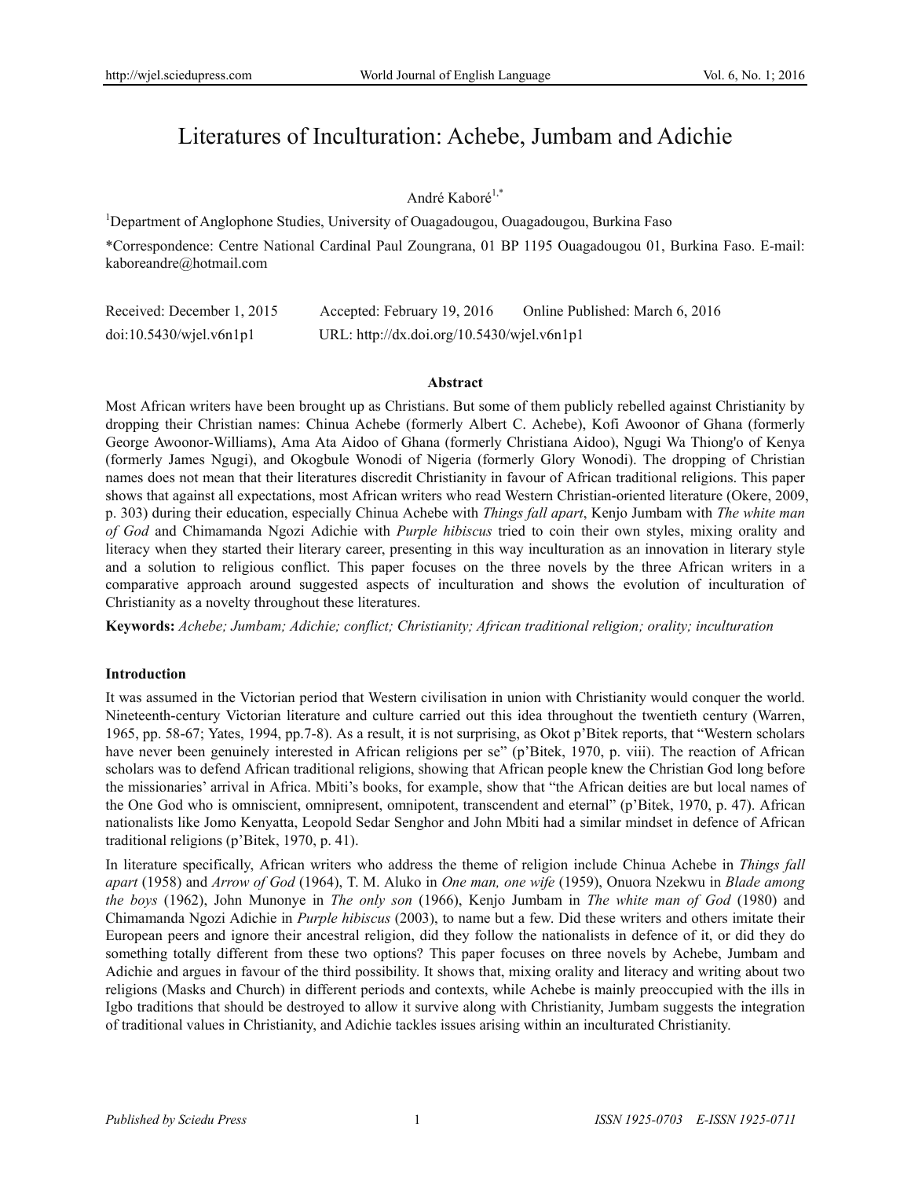# Literatures of Inculturation: Achebe, Jumbam and Adichie

André Kaboré[1,*]

[1]Department of Anglophone Studies, University of Ouagadougou, Ouagadougou, Burkina Faso

*Correspondence: Centre National Cardinal Paul Zoungrana, 01 BP 1195 Ouagadougou 01, Burkina Faso. E-mail: kaboreandre@hotmail.com

Received: December 1, 2015 Accepted: February 19, 2016 Online Published: March 6, 2016

doi:10.5430/wjel.v6n1p1 URL: http://dx.doi.org/10.5430/wjel.v6n1p1

## Abstract

Most African writers have been brought up as Christians. But some of them publicly rebelled against Christianity by dropping their Christian names: Chinua Achebe (formerly Albert C. Achebe), Kofi Awoonor of Ghana (formerly George Awoonor-Williams), Ama Ata Aidoo of Ghana (formerly Christiana Aidoo), Ngugi Wa Thiong'o of Kenya (formerly James Ngugi), and Okogbule Wonodi of Nigeria (formerly Glory Wonodi). The dropping of Christian names does not mean that their literatures discredit Christianity in favour of African traditional religions. This paper shows that against all expectations, most African writers who read Western Christian-oriented literature (Okere, 2009, p. 303) during their education, especially Chinua Achebe with *Things fall apart*, Kenjo Jumbam with *The white man of God* and Chimamanda Ngozi Adichie with *Purple hibiscus* tried to coin their own styles, mixing orality and literacy when they started their literary career, presenting in this way inculturation as an innovation in literary style and a solution to religious conflict. This paper focuses on the three novels by the three African writers in a comparative approach around suggested aspects of inculturation and shows the evolution of inculturation of Christianity as a novelty throughout these literatures.

**Keywords:** *Achebe; Jumbam; Adichie; conflict; Christianity; African traditional religion; orality; inculturation*

## Introduction

It was assumed in the Victorian period that Western civilisation in union with Christianity would conquer the world. Nineteenth-century Victorian literature and culture carried out this idea throughout the twentieth century (Warren, 1965, pp. 58-67; Yates, 1994, pp.7-8). As a result, it is not surprising, as Okot p'Bitek reports, that "Western scholars have never been genuinely interested in African religions per se" (p'Bitek, 1970, p. viii). The reaction of African scholars was to defend African traditional religions, showing that African people knew the Christian God long before the missionaries' arrival in Africa. Mbiti's books, for example, show that "the African deities are but local names of the One God who is omniscient, omnipresent, omnipotent, transcendent and eternal" (p'Bitek, 1970, p. 47). African nationalists like Jomo Kenyatta, Leopold Sedar Senghor and John Mbiti had a similar mindset in defence of African traditional religions (p'Bitek, 1970, p. 41).

In literature specifically, African writers who address the theme of religion include Chinua Achebe in *Things fall apart* (1958) and *Arrow of God* (1964), T. M. Aluko in *One man, one wife* (1959), Onuora Nzekwu in *Blade among the boys* (1962), John Munonye in *The only son* (1966), Kenjo Jumbam in *The white man of God* (1980) and Chimamanda Ngozi Adichie in *Purple hibiscus* (2003), to name but a few. Did these writers and others imitate their European peers and ignore their ancestral religion, did they follow the nationalists in defence of it, or did they do something totally different from these two options? This paper focuses on three novels by Achebe, Jumbam and Adichie and argues in favour of the third possibility. It shows that, mixing orality and literacy and writing about two religions (Masks and Church) in different periods and contexts, while Achebe is mainly preoccupied with the ills in Igbo traditions that should be destroyed to allow it survive along with Christianity, Jumbam suggests the integration of traditional values in Christianity, and Adichie tackles issues arising within an inculturated Christianity.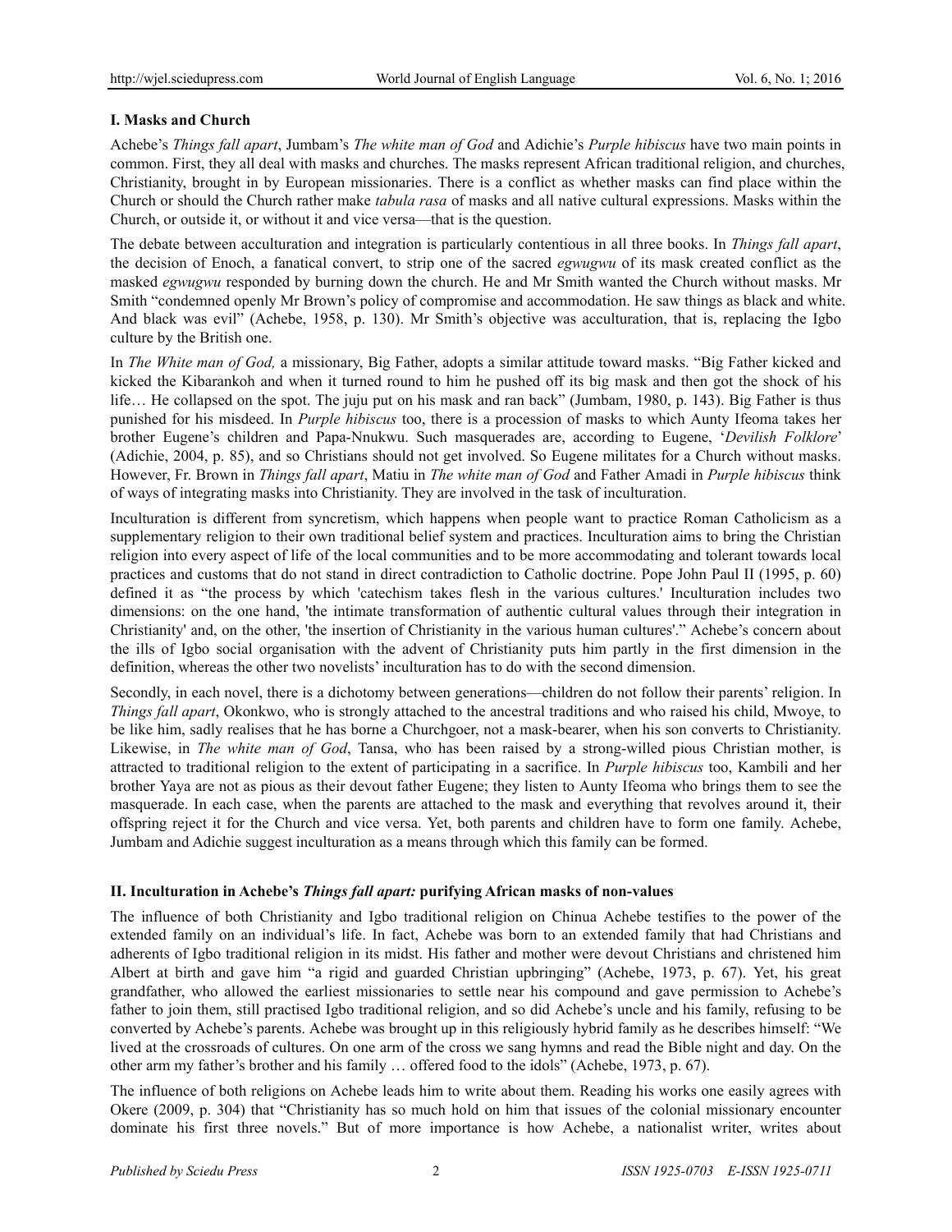## I. Masks and Church

Achebe's *Things fall apart*, Jumbam's *The white man of God* and Adichie's *Purple hibiscus* have two main points in common. First, they all deal with masks and churches. The masks represent African traditional religion, and churches, Christianity, brought in by European missionaries. There is a conflict as whether masks can find place within the Church or should the Church rather make *tabula rasa* of masks and all native cultural expressions. Masks within the Church, or outside it, or without it and vice versa—that is the question.

The debate between acculturation and integration is particularly contentious in all three books. In *Things fall apart*, the decision of Enoch, a fanatical convert, to strip one of the sacred *egwugwu* of its mask created conflict as the masked *egwugwu* responded by burning down the church. He and Mr Smith wanted the Church without masks. Mr Smith "condemned openly Mr Brown's policy of compromise and accommodation. He saw things as black and white. And black was evil" (Achebe, 1958, p. 130). Mr Smith's objective was acculturation, that is, replacing the Igbo culture by the British one.

In *The White man of God,* a missionary, Big Father, adopts a similar attitude toward masks. "Big Father kicked and kicked the Kibarankoh and when it turned round to him he pushed off its big mask and then got the shock of his life… He collapsed on the spot. The juju put on his mask and ran back" (Jumbam, 1980, p. 143). Big Father is thus punished for his misdeed. In *Purple hibiscus* too, there is a procession of masks to which Aunty Ifeoma takes her brother Eugene's children and Papa-Nnukwu. Such masquerades are, according to Eugene, '*Devilish Folklore*' (Adichie, 2004, p. 85), and so Christians should not get involved. So Eugene militates for a Church without masks. However, Fr. Brown in *Things fall apart*, Matiu in *The white man of God* and Father Amadi in *Purple hibiscus* think of ways of integrating masks into Christianity. They are involved in the task of inculturation.

Inculturation is different from syncretism, which happens when people want to practice Roman Catholicism as a supplementary religion to their own traditional belief system and practices. Inculturation aims to bring the Christian religion into every aspect of life of the local communities and to be more accommodating and tolerant towards local practices and customs that do not stand in direct contradiction to Catholic doctrine. Pope John Paul II (1995, p. 60) defined it as "the process by which 'catechism takes flesh in the various cultures.' Inculturation includes two dimensions: on the one hand, 'the intimate transformation of authentic cultural values through their integration in Christianity' and, on the other, 'the insertion of Christianity in the various human cultures'." Achebe's concern about the ills of Igbo social organisation with the advent of Christianity puts him partly in the first dimension in the definition, whereas the other two novelists' inculturation has to do with the second dimension.

Secondly, in each novel, there is a dichotomy between generations—children do not follow their parents' religion. In *Things fall apart*, Okonkwo, who is strongly attached to the ancestral traditions and who raised his child, Mwoye, to be like him, sadly realises that he has borne a Churchgoer, not a mask-bearer, when his son converts to Christianity. Likewise, in *The white man of God*, Tansa, who has been raised by a strong-willed pious Christian mother, is attracted to traditional religion to the extent of participating in a sacrifice. In *Purple hibiscus* too, Kambili and her brother Yaya are not as pious as their devout father Eugene; they listen to Aunty Ifeoma who brings them to see the masquerade. In each case, when the parents are attached to the mask and everything that revolves around it, their offspring reject it for the Church and vice versa. Yet, both parents and children have to form one family. Achebe, Jumbam and Adichie suggest inculturation as a means through which this family can be formed.

## II. Inculturation in Achebe's *Things fall apart:* purifying African masks of non-values

The influence of both Christianity and Igbo traditional religion on Chinua Achebe testifies to the power of the extended family on an individual's life. In fact, Achebe was born to an extended family that had Christians and adherents of Igbo traditional religion in its midst. His father and mother were devout Christians and christened him Albert at birth and gave him "a rigid and guarded Christian upbringing" (Achebe, 1973, p. 67). Yet, his great grandfather, who allowed the earliest missionaries to settle near his compound and gave permission to Achebe's father to join them, still practised Igbo traditional religion, and so did Achebe's uncle and his family, refusing to be converted by Achebe's parents. Achebe was brought up in this religiously hybrid family as he describes himself: "We lived at the crossroads of cultures. On one arm of the cross we sang hymns and read the Bible night and day. On the other arm my father's brother and his family … offered food to the idols" (Achebe, 1973, p. 67).

The influence of both religions on Achebe leads him to write about them. Reading his works one easily agrees with Okere (2009, p. 304) that "Christianity has so much hold on him that issues of the colonial missionary encounter dominate his first three novels." But of more importance is how Achebe, a nationalist writer, writes about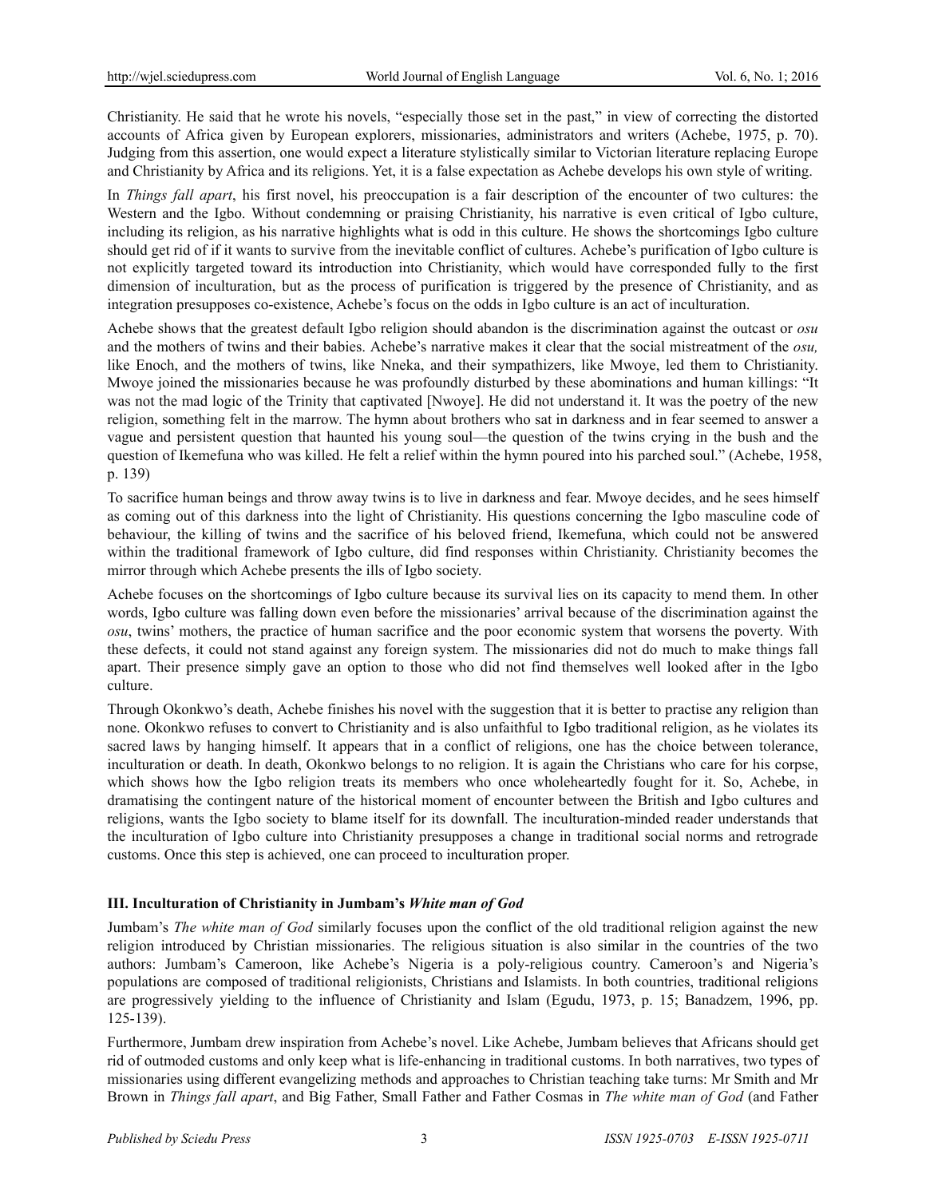Christianity. He said that he wrote his novels, "especially those set in the past," in view of correcting the distorted accounts of Africa given by European explorers, missionaries, administrators and writers (Achebe, 1975, p. 70). Judging from this assertion, one would expect a literature stylistically similar to Victorian literature replacing Europe and Christianity by Africa and its religions. Yet, it is a false expectation as Achebe develops his own style of writing.

In *Things fall apart*, his first novel, his preoccupation is a fair description of the encounter of two cultures: the Western and the Igbo. Without condemning or praising Christianity, his narrative is even critical of Igbo culture, including its religion, as his narrative highlights what is odd in this culture. He shows the shortcomings Igbo culture should get rid of if it wants to survive from the inevitable conflict of cultures. Achebe's purification of Igbo culture is not explicitly targeted toward its introduction into Christianity, which would have corresponded fully to the first dimension of inculturation, but as the process of purification is triggered by the presence of Christianity, and as integration presupposes co-existence, Achebe's focus on the odds in Igbo culture is an act of inculturation.

Achebe shows that the greatest default Igbo religion should abandon is the discrimination against the outcast or *osu* and the mothers of twins and their babies. Achebe's narrative makes it clear that the social mistreatment of the *osu,* like Enoch, and the mothers of twins, like Nneka, and their sympathizers, like Mwoye, led them to Christianity. Mwoye joined the missionaries because he was profoundly disturbed by these abominations and human killings: "It was not the mad logic of the Trinity that captivated [Nwoye]. He did not understand it. It was the poetry of the new religion, something felt in the marrow. The hymn about brothers who sat in darkness and in fear seemed to answer a vague and persistent question that haunted his young soul—the question of the twins crying in the bush and the question of Ikemefuna who was killed. He felt a relief within the hymn poured into his parched soul." (Achebe, 1958, p. 139)

To sacrifice human beings and throw away twins is to live in darkness and fear. Mwoye decides, and he sees himself as coming out of this darkness into the light of Christianity. His questions concerning the Igbo masculine code of behaviour, the killing of twins and the sacrifice of his beloved friend, Ikemefuna, which could not be answered within the traditional framework of Igbo culture, did find responses within Christianity. Christianity becomes the mirror through which Achebe presents the ills of Igbo society.

Achebe focuses on the shortcomings of Igbo culture because its survival lies on its capacity to mend them. In other words, Igbo culture was falling down even before the missionaries' arrival because of the discrimination against the *osu*, twins' mothers, the practice of human sacrifice and the poor economic system that worsens the poverty. With these defects, it could not stand against any foreign system. The missionaries did not do much to make things fall apart. Their presence simply gave an option to those who did not find themselves well looked after in the Igbo culture.

Through Okonkwo's death, Achebe finishes his novel with the suggestion that it is better to practise any religion than none. Okonkwo refuses to convert to Christianity and is also unfaithful to Igbo traditional religion, as he violates its sacred laws by hanging himself. It appears that in a conflict of religions, one has the choice between tolerance, inculturation or death. In death, Okonkwo belongs to no religion. It is again the Christians who care for his corpse, which shows how the Igbo religion treats its members who once wholeheartedly fought for it. So, Achebe, in dramatising the contingent nature of the historical moment of encounter between the British and Igbo cultures and religions, wants the Igbo society to blame itself for its downfall. The inculturation-minded reader understands that the inculturation of Igbo culture into Christianity presupposes a change in traditional social norms and retrograde customs. Once this step is achieved, one can proceed to inculturation proper.

### III. Inculturation of Christianity in Jumbam's *White man of God*

Jumbam's *The white man of God* similarly focuses upon the conflict of the old traditional religion against the new religion introduced by Christian missionaries. The religious situation is also similar in the countries of the two authors: Jumbam's Cameroon, like Achebe's Nigeria is a poly-religious country. Cameroon's and Nigeria's populations are composed of traditional religionists, Christians and Islamists. In both countries, traditional religions are progressively yielding to the influence of Christianity and Islam (Egudu, 1973, p. 15; Banadzem, 1996, pp. 125-139).

Furthermore, Jumbam drew inspiration from Achebe's novel. Like Achebe, Jumbam believes that Africans should get rid of outmoded customs and only keep what is life-enhancing in traditional customs. In both narratives, two types of missionaries using different evangelizing methods and approaches to Christian teaching take turns: Mr Smith and Mr Brown in *Things fall apart*, and Big Father, Small Father and Father Cosmas in *The white man of God* (and Father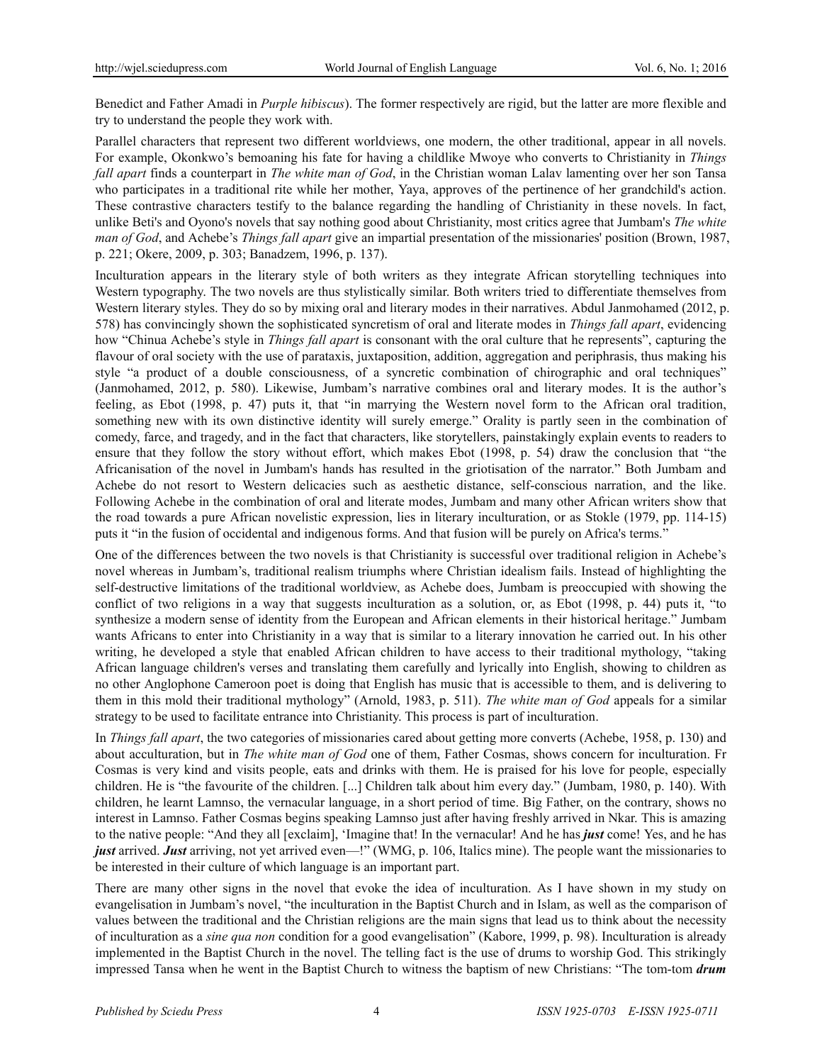Benedict and Father Amadi in *Purple hibiscus*). The former respectively are rigid, but the latter are more flexible and try to understand the people they work with.

Parallel characters that represent two different worldviews, one modern, the other traditional, appear in all novels. For example, Okonkwo's bemoaning his fate for having a childlike Mwoye who converts to Christianity in *Things fall apart* finds a counterpart in *The white man of God*, in the Christian woman Lalav lamenting over her son Tansa who participates in a traditional rite while her mother, Yaya, approves of the pertinence of her grandchild's action. These contrastive characters testify to the balance regarding the handling of Christianity in these novels. In fact, unlike Beti's and Oyono's novels that say nothing good about Christianity, most critics agree that Jumbam's *The white man of God*, and Achebe's *Things fall apart* give an impartial presentation of the missionaries' position (Brown, 1987, p. 221; Okere, 2009, p. 303; Banadzem, 1996, p. 137).

Inculturation appears in the literary style of both writers as they integrate African storytelling techniques into Western typography. The two novels are thus stylistically similar. Both writers tried to differentiate themselves from Western literary styles. They do so by mixing oral and literary modes in their narratives. Abdul Janmohamed (2012, p. 578) has convincingly shown the sophisticated syncretism of oral and literate modes in *Things fall apart*, evidencing how "Chinua Achebe's style in *Things fall apart* is consonant with the oral culture that he represents", capturing the flavour of oral society with the use of parataxis, juxtaposition, addition, aggregation and periphrasis, thus making his style "a product of a double consciousness, of a syncretic combination of chirographic and oral techniques" (Janmohamed, 2012, p. 580). Likewise, Jumbam's narrative combines oral and literary modes. It is the author's feeling, as Ebot (1998, p. 47) puts it, that "in marrying the Western novel form to the African oral tradition, something new with its own distinctive identity will surely emerge." Orality is partly seen in the combination of comedy, farce, and tragedy, and in the fact that characters, like storytellers, painstakingly explain events to readers to ensure that they follow the story without effort, which makes Ebot (1998, p. 54) draw the conclusion that "the Africanisation of the novel in Jumbam's hands has resulted in the griotisation of the narrator." Both Jumbam and Achebe do not resort to Western delicacies such as aesthetic distance, self-conscious narration, and the like. Following Achebe in the combination of oral and literate modes, Jumbam and many other African writers show that the road towards a pure African novelistic expression, lies in literary inculturation, or as Stokle (1979, pp. 114-15) puts it "in the fusion of occidental and indigenous forms. And that fusion will be purely on Africa's terms."

One of the differences between the two novels is that Christianity is successful over traditional religion in Achebe's novel whereas in Jumbam's, traditional realism triumphs where Christian idealism fails. Instead of highlighting the self-destructive limitations of the traditional worldview, as Achebe does, Jumbam is preoccupied with showing the conflict of two religions in a way that suggests inculturation as a solution, or, as Ebot (1998, p. 44) puts it, "to synthesize a modern sense of identity from the European and African elements in their historical heritage." Jumbam wants Africans to enter into Christianity in a way that is similar to a literary innovation he carried out. In his other writing, he developed a style that enabled African children to have access to their traditional mythology, "taking African language children's verses and translating them carefully and lyrically into English, showing to children as no other Anglophone Cameroon poet is doing that English has music that is accessible to them, and is delivering to them in this mold their traditional mythology" (Arnold, 1983, p. 511). *The white man of God* appeals for a similar strategy to be used to facilitate entrance into Christianity. This process is part of inculturation.

In *Things fall apart*, the two categories of missionaries cared about getting more converts (Achebe, 1958, p. 130) and about acculturation, but in *The white man of God* one of them, Father Cosmas, shows concern for inculturation. Fr Cosmas is very kind and visits people, eats and drinks with them. He is praised for his love for people, especially children. He is "the favourite of the children. [...] Children talk about him every day." (Jumbam, 1980, p. 140). With children, he learnt Lamnso, the vernacular language, in a short period of time. Big Father, on the contrary, shows no interest in Lamnso. Father Cosmas begins speaking Lamnso just after having freshly arrived in Nkar. This is amazing to the native people: "And they all [exclaim], 'Imagine that! In the vernacular! And he has ***just*** come! Yes, and he has ***just*** arrived. ***Just*** arriving, not yet arrived even—!" (WMG, p. 106, Italics mine). The people want the missionaries to be interested in their culture of which language is an important part.

There are many other signs in the novel that evoke the idea of inculturation. As I have shown in my study on evangelisation in Jumbam's novel, "the inculturation in the Baptist Church and in Islam, as well as the comparison of values between the traditional and the Christian religions are the main signs that lead us to think about the necessity of inculturation as a *sine qua non* condition for a good evangelisation" (Kabore, 1999, p. 98). Inculturation is already implemented in the Baptist Church in the novel. The telling fact is the use of drums to worship God. This strikingly impressed Tansa when he went in the Baptist Church to witness the baptism of new Christians: "The tom-tom ***drum***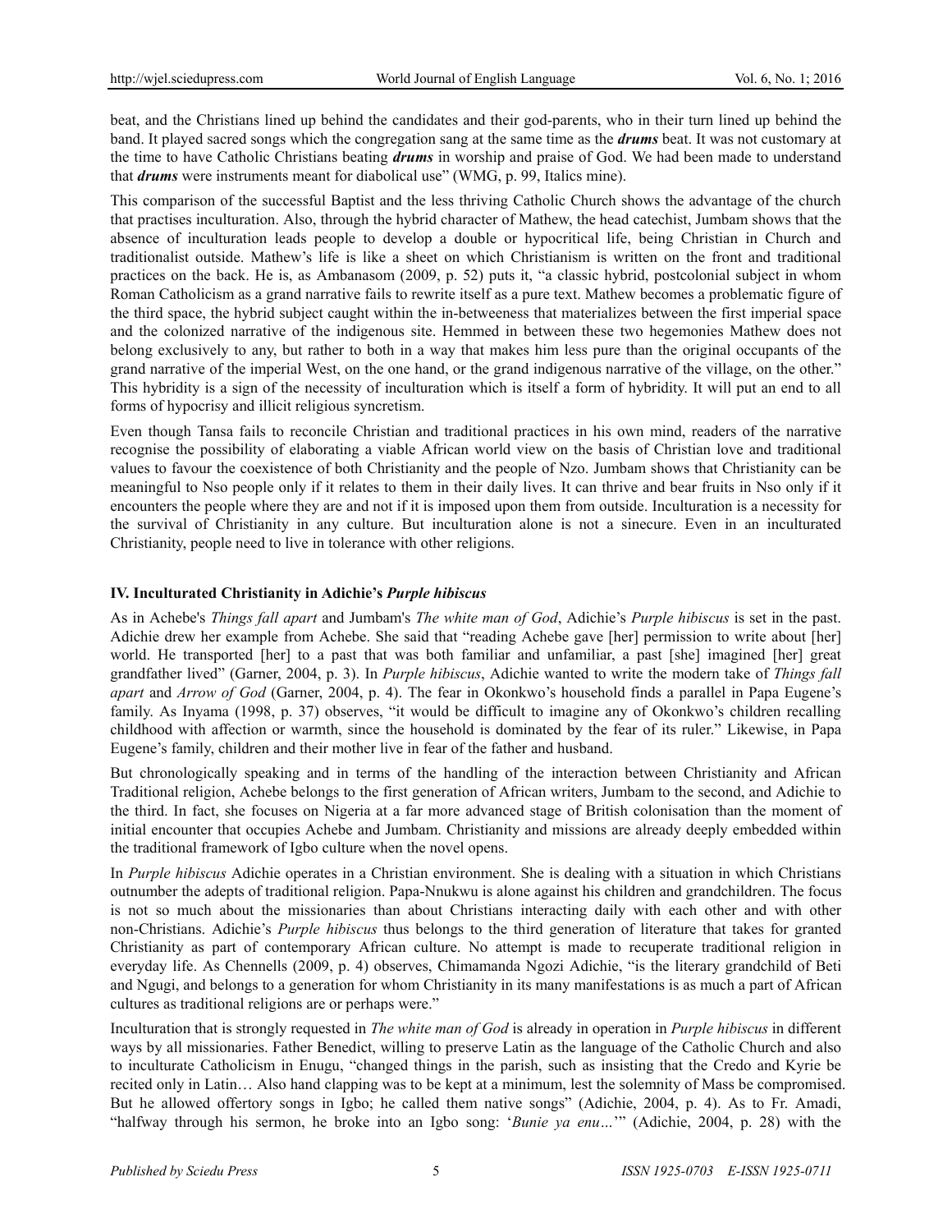beat, and the Christians lined up behind the candidates and their god-parents, who in their turn lined up behind the band. It played sacred songs which the congregation sang at the same time as the ***drums*** beat. It was not customary at the time to have Catholic Christians beating ***drums*** in worship and praise of God. We had been made to understand that ***drums*** were instruments meant for diabolical use" (WMG, p. 99, Italics mine).

This comparison of the successful Baptist and the less thriving Catholic Church shows the advantage of the church that practises inculturation. Also, through the hybrid character of Mathew, the head catechist, Jumbam shows that the absence of inculturation leads people to develop a double or hypocritical life, being Christian in Church and traditionalist outside. Mathew's life is like a sheet on which Christianism is written on the front and traditional practices on the back. He is, as Ambanasom (2009, p. 52) puts it, "a classic hybrid, postcolonial subject in whom Roman Catholicism as a grand narrative fails to rewrite itself as a pure text. Mathew becomes a problematic figure of the third space, the hybrid subject caught within the in-betweeness that materializes between the first imperial space and the colonized narrative of the indigenous site. Hemmed in between these two hegemonies Mathew does not belong exclusively to any, but rather to both in a way that makes him less pure than the original occupants of the grand narrative of the imperial West, on the one hand, or the grand indigenous narrative of the village, on the other." This hybridity is a sign of the necessity of inculturation which is itself a form of hybridity. It will put an end to all forms of hypocrisy and illicit religious syncretism.

Even though Tansa fails to reconcile Christian and traditional practices in his own mind, readers of the narrative recognise the possibility of elaborating a viable African world view on the basis of Christian love and traditional values to favour the coexistence of both Christianity and the people of Nzo. Jumbam shows that Christianity can be meaningful to Nso people only if it relates to them in their daily lives. It can thrive and bear fruits in Nso only if it encounters the people where they are and not if it is imposed upon them from outside. Inculturation is a necessity for the survival of Christianity in any culture. But inculturation alone is not a sinecure. Even in an inculturated Christianity, people need to live in tolerance with other religions.

### IV. Inculturated Christianity in Adichie's *Purple hibiscus*

As in Achebe's *Things fall apart* and Jumbam's *The white man of God*, Adichie's *Purple hibiscus* is set in the past. Adichie drew her example from Achebe. She said that "reading Achebe gave [her] permission to write about [her] world. He transported [her] to a past that was both familiar and unfamiliar, a past [she] imagined [her] great grandfather lived" (Garner, 2004, p. 3). In *Purple hibiscus*, Adichie wanted to write the modern take of *Things fall apart* and *Arrow of God* (Garner, 2004, p. 4). The fear in Okonkwo's household finds a parallel in Papa Eugene's family. As Inyama (1998, p. 37) observes, "it would be difficult to imagine any of Okonkwo's children recalling childhood with affection or warmth, since the household is dominated by the fear of its ruler." Likewise, in Papa Eugene's family, children and their mother live in fear of the father and husband.

But chronologically speaking and in terms of the handling of the interaction between Christianity and African Traditional religion, Achebe belongs to the first generation of African writers, Jumbam to the second, and Adichie to the third. In fact, she focuses on Nigeria at a far more advanced stage of British colonisation than the moment of initial encounter that occupies Achebe and Jumbam. Christianity and missions are already deeply embedded within the traditional framework of Igbo culture when the novel opens.

In *Purple hibiscus* Adichie operates in a Christian environment. She is dealing with a situation in which Christians outnumber the adepts of traditional religion. Papa-Nnukwu is alone against his children and grandchildren. The focus is not so much about the missionaries than about Christians interacting daily with each other and with other non-Christians. Adichie's *Purple hibiscus* thus belongs to the third generation of literature that takes for granted Christianity as part of contemporary African culture. No attempt is made to recuperate traditional religion in everyday life. As Chennells (2009, p. 4) observes, Chimamanda Ngozi Adichie, "is the literary grandchild of Beti and Ngugi, and belongs to a generation for whom Christianity in its many manifestations is as much a part of African cultures as traditional religions are or perhaps were."

Inculturation that is strongly requested in *The white man of God* is already in operation in *Purple hibiscus* in different ways by all missionaries. Father Benedict, willing to preserve Latin as the language of the Catholic Church and also to inculturate Catholicism in Enugu, "changed things in the parish, such as insisting that the Credo and Kyrie be recited only in Latin… Also hand clapping was to be kept at a minimum, lest the solemnity of Mass be compromised. But he allowed offertory songs in Igbo; he called them native songs" (Adichie, 2004, p. 4). As to Fr. Amadi, "halfway through his sermon, he broke into an Igbo song: '*Bunie ya enu…*'" (Adichie, 2004, p. 28) with the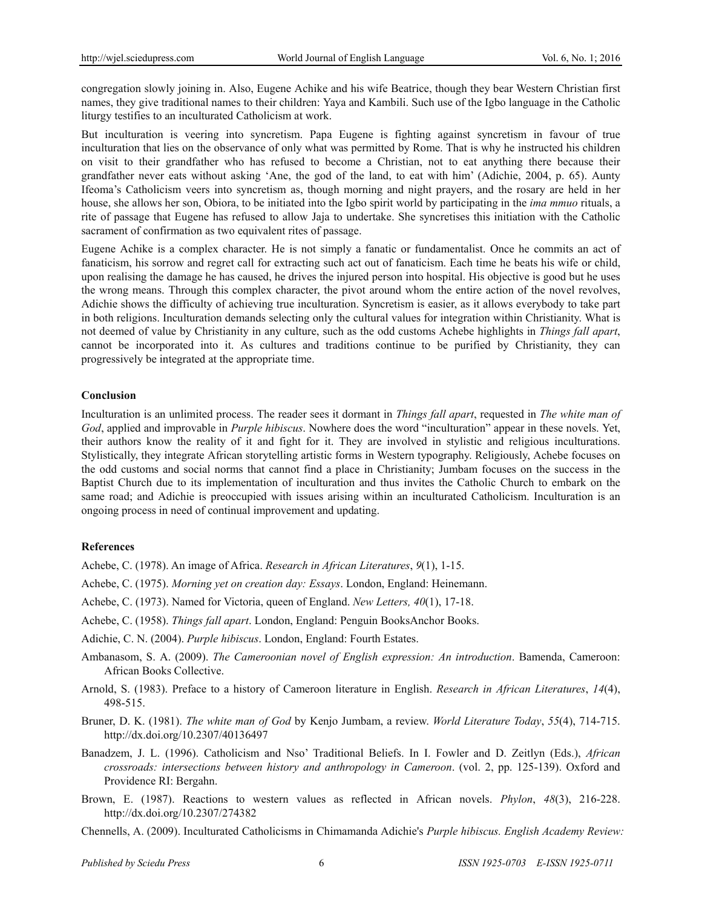congregation slowly joining in. Also, Eugene Achike and his wife Beatrice, though they bear Western Christian first names, they give traditional names to their children: Yaya and Kambili. Such use of the Igbo language in the Catholic liturgy testifies to an inculturated Catholicism at work.

But inculturation is veering into syncretism. Papa Eugene is fighting against syncretism in favour of true inculturation that lies on the observance of only what was permitted by Rome. That is why he instructed his children on visit to their grandfather who has refused to become a Christian, not to eat anything there because their grandfather never eats without asking 'Ane, the god of the land, to eat with him' (Adichie, 2004, p. 65). Aunty Ifeoma's Catholicism veers into syncretism as, though morning and night prayers, and the rosary are held in her house, she allows her son, Obiora, to be initiated into the Igbo spirit world by participating in the *ima mmuo* rituals, a rite of passage that Eugene has refused to allow Jaja to undertake. She syncretises this initiation with the Catholic sacrament of confirmation as two equivalent rites of passage.

Eugene Achike is a complex character. He is not simply a fanatic or fundamentalist. Once he commits an act of fanaticism, his sorrow and regret call for extracting such act out of fanaticism. Each time he beats his wife or child, upon realising the damage he has caused, he drives the injured person into hospital. His objective is good but he uses the wrong means. Through this complex character, the pivot around whom the entire action of the novel revolves, Adichie shows the difficulty of achieving true inculturation. Syncretism is easier, as it allows everybody to take part in both religions. Inculturation demands selecting only the cultural values for integration within Christianity. What is not deemed of value by Christianity in any culture, such as the odd customs Achebe highlights in *Things fall apart*, cannot be incorporated into it. As cultures and traditions continue to be purified by Christianity, they can progressively be integrated at the appropriate time.

## Conclusion

Inculturation is an unlimited process. The reader sees it dormant in *Things fall apart*, requested in *The white man of God*, applied and improvable in *Purple hibiscus*. Nowhere does the word "inculturation" appear in these novels. Yet, their authors know the reality of it and fight for it. They are involved in stylistic and religious inculturations. Stylistically, they integrate African storytelling artistic forms in Western typography. Religiously, Achebe focuses on the odd customs and social norms that cannot find a place in Christianity; Jumbam focuses on the success in the Baptist Church due to its implementation of inculturation and thus invites the Catholic Church to embark on the same road; and Adichie is preoccupied with issues arising within an inculturated Catholicism. Inculturation is an ongoing process in need of continual improvement and updating.

## References

Achebe, C. (1978). An image of Africa. *Research in African Literatures*, *9*(1), 1-15.

Achebe, C. (1975). *Morning yet on creation day: Essays*. London, England: Heinemann.

Achebe, C. (1973). Named for Victoria, queen of England. *New Letters, 40*(1), 17-18.

Achebe, C. (1958). *Things fall apart*. London, England: Penguin BooksAnchor Books.

Adichie, C. N. (2004). *Purple hibiscus*. London, England: Fourth Estates.

Ambanasom, S. A. (2009). *The Cameroonian novel of English expression: An introduction*. Bamenda, Cameroon: African Books Collective.

Arnold, S. (1983). Preface to a history of Cameroon literature in English. *Research in African Literatures*, *14*(4), 498-515.

Bruner, D. K. (1981). *The white man of God* by Kenjo Jumbam, a review. *World Literature Today*, *55*(4), 714-715. http://dx.doi.org/10.2307/40136497

Banadzem, J. L. (1996). Catholicism and Nso' Traditional Beliefs. In I. Fowler and D. Zeitlyn (Eds.), *African crossroads: intersections between history and anthropology in Cameroon*. (vol. 2, pp. 125-139). Oxford and Providence RI: Bergahn.

Brown, E. (1987). Reactions to western values as reflected in African novels. *Phylon*, *48*(3), 216-228. http://dx.doi.org/10.2307/274382

Chennells, A. (2009). Inculturated Catholicisms in Chimamanda Adichie's *Purple hibiscus. English Academy Review:*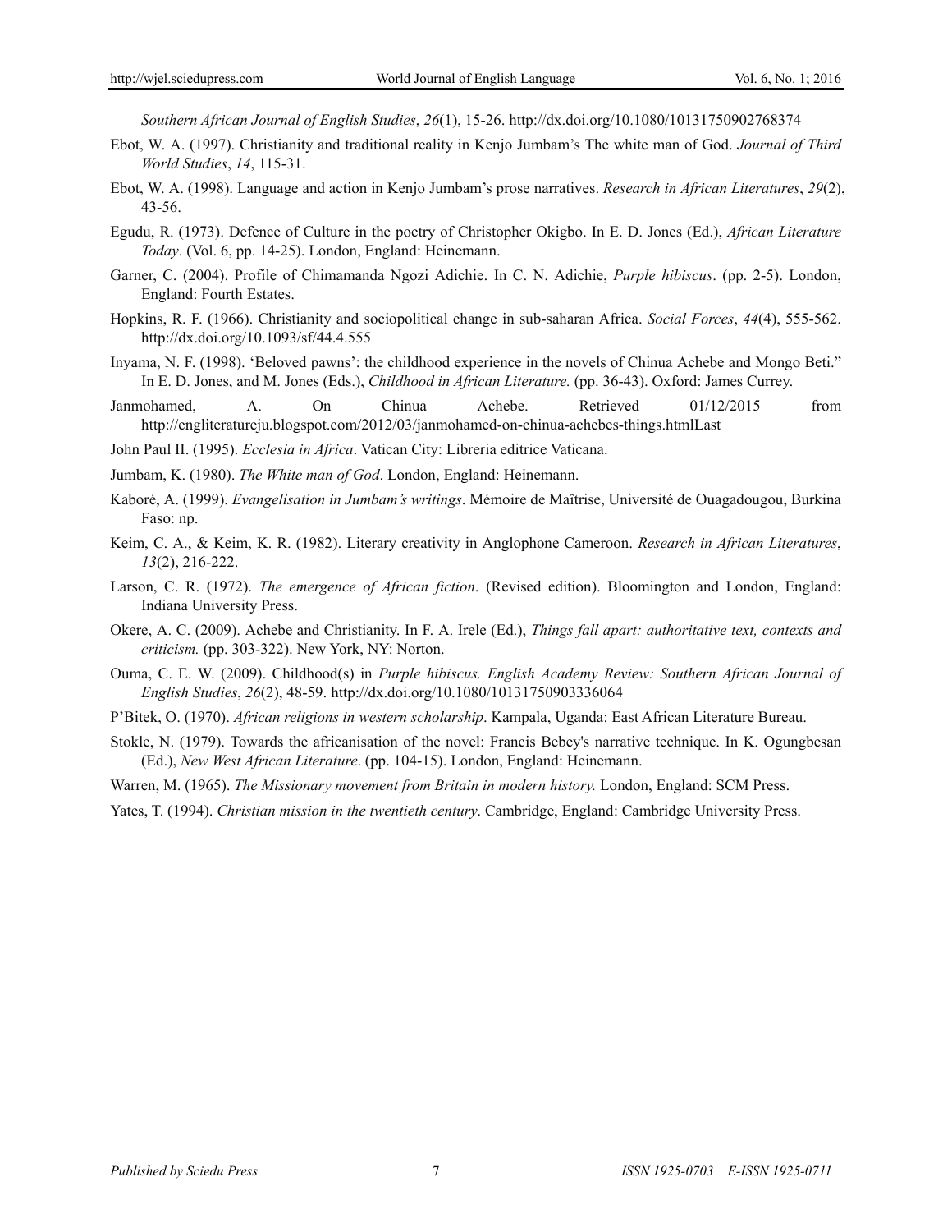*Southern African Journal of English Studies*, *26*(1), 15-26. http://dx.doi.org/10.1080/10131750902768374

Ebot, W. A. (1997). Christianity and traditional reality in Kenjo Jumbam's The white man of God. *Journal of Third World Studies*, *14*, 115-31.

Ebot, W. A. (1998). Language and action in Kenjo Jumbam's prose narratives. *Research in African Literatures*, *29*(2), 43-56.

Egudu, R. (1973). Defence of Culture in the poetry of Christopher Okigbo. In E. D. Jones (Ed.), *African Literature Today*. (Vol. 6, pp. 14-25). London, England: Heinemann.

Garner, C. (2004). Profile of Chimamanda Ngozi Adichie. In C. N. Adichie, *Purple hibiscus*. (pp. 2-5). London, England: Fourth Estates.

Hopkins, R. F. (1966). Christianity and sociopolitical change in sub-saharan Africa. *Social Forces*, *44*(4), 555-562. http://dx.doi.org/10.1093/sf/44.4.555

Inyama, N. F. (1998). 'Beloved pawns': the childhood experience in the novels of Chinua Achebe and Mongo Beti." In E. D. Jones, and M. Jones (Eds.), *Childhood in African Literature.* (pp. 36-43). Oxford: James Currey.

Janmohamed, A. On Chinua Achebe. Retrieved 01/12/2015 from http://engliteratureju.blogspot.com/2012/03/janmohamed-on-chinua-achebes-things.htmlLast

John Paul II. (1995). *Ecclesia in Africa*. Vatican City: Libreria editrice Vaticana.

Jumbam, K. (1980). *The White man of God*. London, England: Heinemann.

Kaboré, A. (1999). *Evangelisation in Jumbam's writings*. Mémoire de Maîtrise, Université de Ouagadougou, Burkina Faso: np.

Keim, C. A., & Keim, K. R. (1982). Literary creativity in Anglophone Cameroon. *Research in African Literatures*, *13*(2), 216-222.

Larson, C. R. (1972). *The emergence of African fiction*. (Revised edition). Bloomington and London, England: Indiana University Press.

Okere, A. C. (2009). Achebe and Christianity. In F. A. Irele (Ed.), *Things fall apart: authoritative text, contexts and criticism.* (pp. 303-322). New York, NY: Norton.

Ouma, C. E. W. (2009). Childhood(s) in *Purple hibiscus. English Academy Review: Southern African Journal of English Studies*, *26*(2), 48-59. http://dx.doi.org/10.1080/10131750903336064

P'Bitek, O. (1970). *African religions in western scholarship*. Kampala, Uganda: East African Literature Bureau.

Stokle, N. (1979). Towards the africanisation of the novel: Francis Bebey's narrative technique. In K. Ogungbesan (Ed.), *New West African Literature*. (pp. 104-15). London, England: Heinemann.

Warren, M. (1965). *The Missionary movement from Britain in modern history.* London, England: SCM Press.

Yates, T. (1994). *Christian mission in the twentieth century*. Cambridge, England: Cambridge University Press.